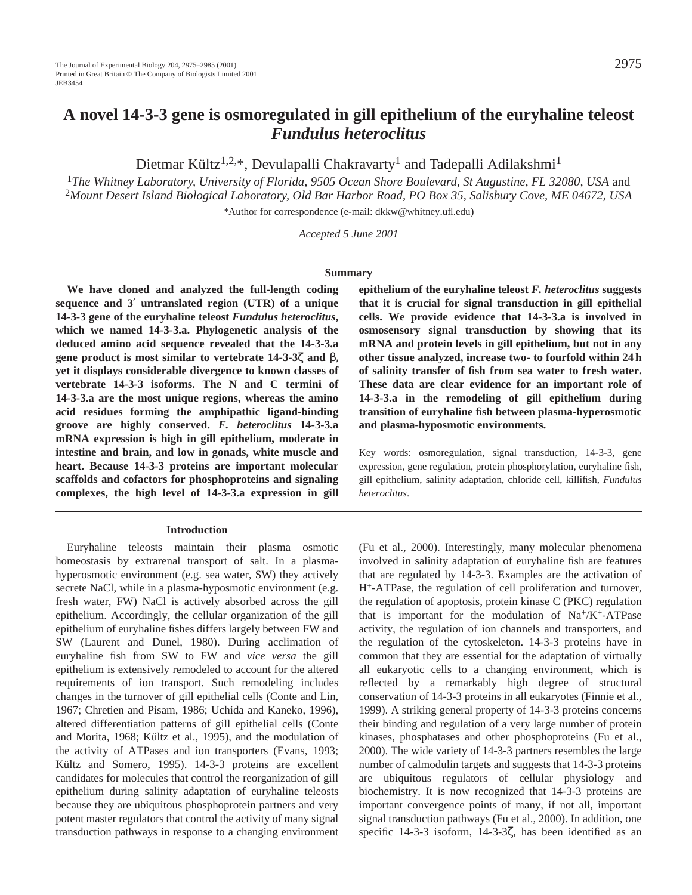# A novel 14-3-3 gene is osmoregulated in gill epithelium of the euryhaline teleost *Fundulus heteroclitus*

Dietmar Kültz[1,2,*], Devulapalli Chakravarty[1] and Tadepalli Adilakshmi[1]

[1]*The Whitney Laboratory, University of Florida, 9505 Ocean Shore Boulevard, St Augustine, FL 32080, USA* and [2]*Mount Desert Island Biological Laboratory, Old Bar Harbor Road, PO Box 35, Salisbury Cove, ME 04672, USA*

*Author for correspondence (e-mail: dkkw@whitney.ufl.edu)

*Accepted 5 June 2001*

## Summary

**We have cloned and analyzed the full-length coding sequence and 3′ untranslated region (UTR) of a unique 14-3-3 gene of the euryhaline teleost *Fundulus heteroclitus*, which we named 14-3-3.a. Phylogenetic analysis of the deduced amino acid sequence revealed that the 14-3-3.a gene product is most similar to vertebrate 14-3-3ζ and β, yet it displays considerable divergence to known classes of vertebrate 14-3-3 isoforms. The N and C termini of 14-3-3.a are the most unique regions, whereas the amino acid residues forming the amphipathic ligand-binding groove are highly conserved. *F. heteroclitus* 14-3-3.a mRNA expression is high in gill epithelium, moderate in intestine and brain, and low in gonads, white muscle and heart. Because 14-3-3 proteins are important molecular scaffolds and cofactors for phosphoproteins and signaling complexes, the high level of 14-3-3.a expression in gill epithelium of the euryhaline teleost *F. heteroclitus* suggests that it is crucial for signal transduction in gill epithelial cells. We provide evidence that 14-3-3.a is involved in osmosensory signal transduction by showing that its mRNA and protein levels in gill epithelium, but not in any other tissue analyzed, increase two- to fourfold within 24 h of salinity transfer of fish from sea water to fresh water. These data are clear evidence for an important role of 14-3-3.a in the remodeling of gill epithelium during transition of euryhaline fish between plasma-hyperosmotic and plasma-hyposmotic environments.**

Key words: osmoregulation, signal transduction, 14-3-3, gene expression, gene regulation, protein phosphorylation, euryhaline fish, gill epithelium, salinity adaptation, chloride cell, killifish, *Fundulus heteroclitus*.

## Introduction

Euryhaline teleosts maintain their plasma osmotic homeostasis by extrarenal transport of salt. In a plasma-hyperosmotic environment (e.g. sea water, SW) they actively secrete NaCl, while in a plasma-hyposmotic environment (e.g. fresh water, FW) NaCl is actively absorbed across the gill epithelium. Accordingly, the cellular organization of the gill epithelium of euryhaline fishes differs largely between FW and SW (Laurent and Dunel, 1980). During acclimation of euryhaline fish from SW to FW and *vice versa* the gill epithelium is extensively remodeled to account for the altered requirements of ion transport. Such remodeling includes changes in the turnover of gill epithelial cells (Conte and Lin, 1967; Chretien and Pisam, 1986; Uchida and Kaneko, 1996), altered differentiation patterns of gill epithelial cells (Conte and Morita, 1968; Kültz et al., 1995), and the modulation of the activity of ATPases and ion transporters (Evans, 1993; Kültz and Somero, 1995). 14-3-3 proteins are excellent candidates for molecules that control the reorganization of gill epithelium during salinity adaptation of euryhaline teleosts because they are ubiquitous phosphoprotein partners and very potent master regulators that control the activity of many signal transduction pathways in response to a changing environment (Fu et al., 2000). Interestingly, many molecular phenomena involved in salinity adaptation of euryhaline fish are features that are regulated by 14-3-3. Examples are the activation of $H^+$-ATPase, the regulation of cell proliferation and turnover, the regulation of apoptosis, protein kinase C (PKC) regulation that is important for the modulation of $Na^+/K^+$-ATPase activity, the regulation of ion channels and transporters, and the regulation of the cytoskeleton. 14-3-3 proteins have in common that they are essential for the adaptation of virtually all eukaryotic cells to a changing environment, which is reflected by a remarkably high degree of structural conservation of 14-3-3 proteins in all eukaryotes (Finnie et al., 1999). A striking general property of 14-3-3 proteins concerns their binding and regulation of a very large number of protein kinases, phosphatases and other phosphoproteins (Fu et al., 2000). The wide variety of 14-3-3 partners resembles the large number of calmodulin targets and suggests that 14-3-3 proteins are ubiquitous regulators of cellular physiology and biochemistry. It is now recognized that 14-3-3 proteins are important convergence points of many, if not all, important signal transduction pathways (Fu et al., 2000). In addition, one specific 14-3-3 isoform, 14-3-3ζ, has been identified as an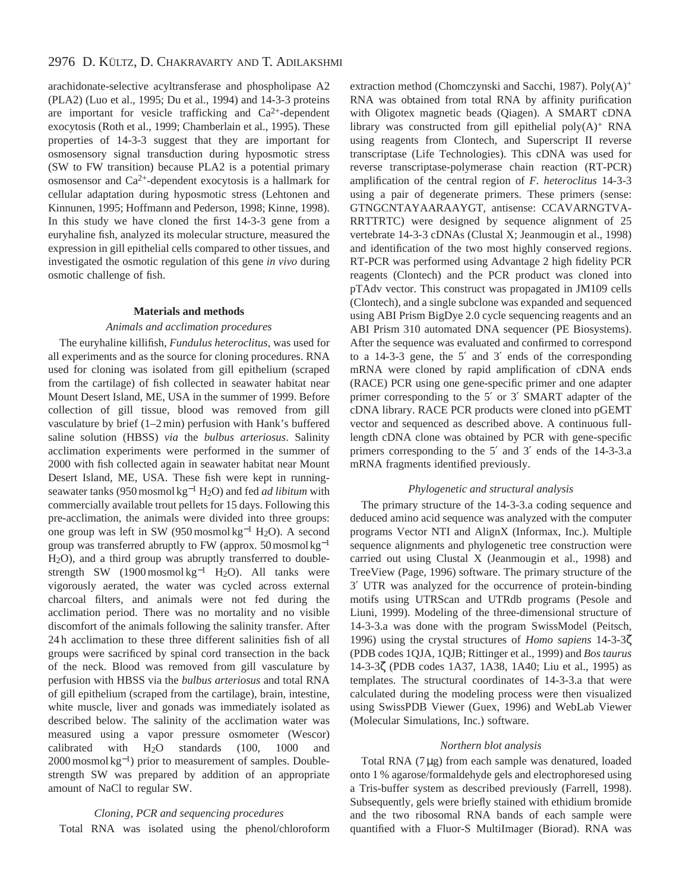arachidonate-selective acyltransferase and phospholipase A2 (PLA2) (Luo et al., 1995; Du et al., 1994) and 14-3-3 proteins are important for vesicle trafficking and $Ca^{2+}$-dependent exocytosis (Roth et al., 1999; Chamberlain et al., 1995). These properties of 14-3-3 suggest that they are important for osmosensory signal transduction during hyposmotic stress (SW to FW transition) because PLA2 is a potential primary osmosensor and $Ca^{2+}$-dependent exocytosis is a hallmark for cellular adaptation during hyposmotic stress (Lehtonen and Kinnunen, 1995; Hoffmann and Pederson, 1998; Kinne, 1998). In this study we have cloned the first 14-3-3 gene from a euryhaline fish, analyzed its molecular structure, measured the expression in gill epithelial cells compared to other tissues, and investigated the osmotic regulation of this gene *in vivo* during osmotic challenge of fish.

## Materials and methods

### Animals and acclimation procedures

The euryhaline killifish, *Fundulus heteroclitus*, was used for all experiments and as the source for cloning procedures. RNA used for cloning was isolated from gill epithelium (scraped from the cartilage) of fish collected in seawater habitat near Mount Desert Island, ME, USA in the summer of 1999. Before collection of gill tissue, blood was removed from gill vasculature by brief (1–2 min) perfusion with Hank's buffered saline solution (HBSS) *via* the *bulbus arteriosus*. Salinity acclimation experiments were performed in the summer of 2000 with fish collected again in seawater habitat near Mount Desert Island, ME, USA. These fish were kept in running-seawater tanks (950 mosmol $kg^{-1}$ $H_2O$) and fed *ad libitum* with commercially available trout pellets for 15 days. Following this pre-acclimation, the animals were divided into three groups: one group was left in SW (950 mosmol $kg^{-1}$ $H_2O$). A second group was transferred abruptly to FW (approx. 50 mosmol $kg^{-1}$ $H_2O$), and a third group was abruptly transferred to double-strength SW (1900 mosmol $kg^{-1}$ $H_2O$). All tanks were vigorously aerated, the water was cycled across external charcoal filters, and animals were not fed during the acclimation period. There was no mortality and no visible discomfort of the animals following the salinity transfer. After 24 h acclimation to these three different salinities fish of all groups were sacrificed by spinal cord transection in the back of the neck. Blood was removed from gill vasculature by perfusion with HBSS via the *bulbus arteriosus* and total RNA of gill epithelium (scraped from the cartilage), brain, intestine, white muscle, liver and gonads was immediately isolated as described below. The salinity of the acclimation water was measured using a vapor pressure osmometer (Wescor) calibrated with $H_2O$ standards (100, 1000 and 2000 mosmol $kg^{-1}$) prior to measurement of samples. Double-strength SW was prepared by addition of an appropriate amount of NaCl to regular SW.

### Cloning, PCR and sequencing procedures

Total RNA was isolated using the phenol/chloroform extraction method (Chomczynski and Sacchi, 1987). Poly(A)$^+$ RNA was obtained from total RNA by affinity purification with Oligotex magnetic beads (Qiagen). A SMART cDNA library was constructed from gill epithelial poly(A)$^+$ RNA using reagents from Clontech, and Superscript II reverse transcriptase (Life Technologies). This cDNA was used for reverse transcriptase-polymerase chain reaction (RT-PCR) amplification of the central region of *F. heteroclitus* 14-3-3 using a pair of degenerate primers. These primers (sense: GTNGCNTAYAARAAYGT, antisense: CCAVARNGTVA-RRTTRTC) were designed by sequence alignment of 25 vertebrate 14-3-3 cDNAs (Clustal X; Jeanmougin et al., 1998) and identification of the two most highly conserved regions. RT-PCR was performed using Advantage 2 high fidelity PCR reagents (Clontech) and the PCR product was cloned into pTAdv vector. This construct was propagated in JM109 cells (Clontech), and a single subclone was expanded and sequenced using ABI Prism BigDye 2.0 cycle sequencing reagents and an ABI Prism 310 automated DNA sequencer (PE Biosystems). After the sequence was evaluated and confirmed to correspond to a 14-3-3 gene, the 5′ and 3′ ends of the corresponding mRNA were cloned by rapid amplification of cDNA ends (RACE) PCR using one gene-specific primer and one adapter primer corresponding to the 5′ or 3′ SMART adapter of the cDNA library. RACE PCR products were cloned into pGEMT vector and sequenced as described above. A continuous full-length cDNA clone was obtained by PCR with gene-specific primers corresponding to the 5′ and 3′ ends of the 14-3-3.a mRNA fragments identified previously.

### Phylogenetic and structural analysis

The primary structure of the 14-3-3.a coding sequence and deduced amino acid sequence was analyzed with the computer programs Vector NTI and AlignX (Informax, Inc.). Multiple sequence alignments and phylogenetic tree construction were carried out using Clustal X (Jeanmougin et al., 1998) and TreeView (Page, 1996) software. The primary structure of the 3′ UTR was analyzed for the occurrence of protein-binding motifs using UTRScan and UTRdb programs (Pesole and Liuni, 1999). Modeling of the three-dimensional structure of 14-3-3.a was done with the program SwissModel (Peitsch, 1996) using the crystal structures of *Homo sapiens* 14-3-3ζ (PDB codes 1QJA, 1QJB; Rittinger et al., 1999) and *Bos taurus* 14-3-3ζ (PDB codes 1A37, 1A38, 1A40; Liu et al., 1995) as templates. The structural coordinates of 14-3-3.a that were calculated during the modeling process were then visualized using SwissPDB Viewer (Guex, 1996) and WebLab Viewer (Molecular Simulations, Inc.) software.

### Northern blot analysis

Total RNA (7 μg) from each sample was denatured, loaded onto 1 % agarose/formaldehyde gels and electrophoresed using a Tris-buffer system as described previously (Farrell, 1998). Subsequently, gels were briefly stained with ethidium bromide and the two ribosomal RNA bands of each sample were quantified with a Fluor-S MultiImager (Biorad). RNA was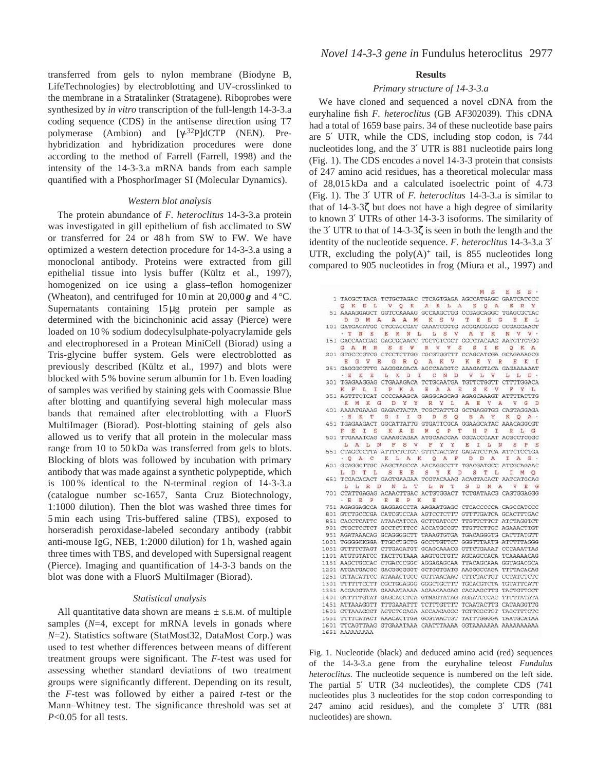transferred from gels to nylon membrane (Biodyne B, LifeTechnologies) by electroblotting and UV-crosslinked to the membrane in a Stratalinker (Stratagene). Riboprobes were synthesized by *in vitro* transcription of the full-length 14-3-3.a coding sequence (CDS) in the antisense direction using T7 polymerase (Ambion) and [$\gamma$-$^{32}$P]dCTP (NEN). Pre-hybridization and hybridization procedures were done according to the method of Farrell (Farrell, 1998) and the intensity of the 14-3-3.a mRNA bands from each sample quantified with a PhosphorImager SI (Molecular Dynamics).

### *Western blot analysis*

The protein abundance of *F. heteroclitus* 14-3-3.a protein was investigated in gill epithelium of fish acclimated to SW or transferred for 24 or 48 h from SW to FW. We have optimized a western detection procedure for 14-3-3.a using a monoclonal antibody. Proteins were extracted from gill epithelial tissue into lysis buffer (Kültz et al., 1997), homogenized on ice using a glass–teflon homogenizer (Wheaton), and centrifuged for 10 min at 20,000 ***g*** and 4 °C. Supernatants containing 15 μg protein per sample as determined with the bicinchoninic acid assay (Pierce) were loaded on 10 % sodium dodecylsulphate-polyacrylamide gels and electrophoresed in a Protean MiniCell (Biorad) using a Tris-glycine buffer system. Gels were electroblotted as previously described (Kültz et al., 1997) and blots were blocked with 5 % bovine serum albumin for 1 h. Even loading of samples was verified by staining gels with Coomassie Blue after blotting and quantifying several high molecular mass bands that remained after electroblotting with a FluorS MultiImager (Biorad). Post-blotting staining of gels also allowed us to verify that all protein in the molecular mass range from 10 to 50 kDa was transferred from gels to blots. Blocking of blots was followed by incubation with primary antibody that was made against a synthetic polypeptide, which is 100 % identical to the N-terminal region of 14-3-3.a (catalogue number sc-1657, Santa Cruz Biotechnology, 1:1000 dilution). Then the blot was washed three times for 5 min each using Tris-buffered saline (TBS), exposed to horseradish peroxidase-labeled secondary antibody (rabbit anti-mouse IgG, NEB, 1:2000 dilution) for 1 h, washed again three times with TBS, and developed with Supersignal reagent (Pierce). Imaging and quantification of 14-3-3 bands on the blot was done with a FluorS MultiImager (Biorad).

### *Statistical analysis*

All quantitative data shown are means ± S.E.M. of multiple samples ($N$=4, except for mRNA levels in gonads where $N$=2). Statistics software (StatMost32, DataMost Corp.) was used to test whether differences between means of different treatment groups were significant. The $F$-test was used for assessing whether standard deviations of two treatment groups were significantly different. Depending on its result, the $F$-test was followed by either a paired $t$-test or the Mann–Whitney test. The significance threshold was set at $P$<0.05 for all tests.

## Results

### *Primary structure of 14-3-3.a*

We have cloned and sequenced a novel cDNA from the euryhaline fish *F. heteroclitus* (GB AF302039). This cDNA had a total of 1659 base pairs. 34 of these nucleotide base pairs are 5′ UTR, while the CDS, including stop codon, is 744 nucleotides long, and the 3′ UTR is 881 nucleotide pairs long (Fig. 1). The CDS encodes a novel 14-3-3 protein that consists of 247 amino acid residues, has a theoretical molecular mass of 28,015 kDa and a calculated isoelectric point of 4.73 (Fig. 1). The 3′ UTR of *F. heteroclitus* 14-3-3.a is similar to that of 14-3-3ζ but does not have a high degree of similarity to known 3′ UTRs of other 14-3-3 isoforms. The similarity of the 3′ UTR to that of 14-3-3ζ is seen in both the length and the identity of the nucleotide sequence. *F. heteroclitus* 14-3-3.a 3′ UTR, excluding the poly(A)$^+$ tail, is 855 nucleotides long compared to 905 nucleotides in frog (Miura et al., 1997) and

```
                                               M  S   E  S  S ·
   1 TACGCTTACA TCTGCTAGAC CTCAGTGAGA AGCCATGAGC GAATCATCCC
      Q  K  E  L    V  Q  K    A  K  L  A    E  Q  A    E  R  Y
  51 AAAAGGAGCT GGTCCAAAAG GCCAAGCTGG CCGAGCAGGC TGAGCGCTAC
      D  D  M  A    A  A  M    K  S  V    T  E  E  G    E  E  L
 101 GATGACATGG CTGCAGCGAT GAAATCGGTG ACGGAGGAGG GCGAGGAACT
     · T  N  E    E  R  N  L    L  S  V    A  Y  K    N  V  V ·
 151 GACCAACGAG GAGCGCAACC TGCTGTCGGT GGCCTACAAG AATGTTGTGG
      G  A  R  R    S  S  W    R  V  V  S    S  I  E    Q  K  A
 201 GTGCCCGTCG CTCCTCTTGG CGCGTGGTTT CCAGCATCGA GCAGAAAGCG
      E  G  V  E    G  R  Q    A  K  V    K  E  Y  R    E  K  I
 251 GAGGGCGTTG AAGGGAGACA AGCCAAGGTC AAAGAGTACA GAGAAAAAAT
     · E  K  E    L  K  D  I    C  N  D    V  L  V    L  L  D ·
 301 TGAGAAGGAG CTGAAAGACA TCTGCAATGA TGTTCTGGTT CTTTTGGACA
      K  F  L  I    P  K  A    E  A  A  E    S  K  V    F  Y  L
 351 AGTTTCTCAT CCCCAAAGCA GAGGCAGCAG AGAGCAAAGT ATTTTATTTG
      K  M  K  G    D  Y  Y    R  Y  L    A  E  V  A    V  G  D
 401 AAAATGAAAG GAGACTACTA TCGCTATTTG GCTGAGGTGG CAGTAGGAGA
     · E  K  T    G  I  I  G    D  S  Q    E  A  Y    K  Q  A ·
 451 TGAGAAGACT GGCATTATTG GTGATTCGCA GGAAGCATAC AAACAGGCGT
      F  E  I  S    K  A  E    M  Q  P  T    H  P  I    R  L  G
 501 TTGAAATCAG CAAAGCAGAA ATGCAACCAA CGCACCCAAT ACGCCTCGGC
      L  A  L  N    F  S  V    F  Y  Y    E  I  L  N    S  P  E
 551 CTAGCCCTTA ATTTCTCTGT GTTCTACTAT GAGATCCTCA ATTCTCCTGA
     · Q  A  C    K  L  A  K    Q  A  F    D  D  A    I  A  E ·
 601 GCAGGCTTGC AAGCTAGCCA AACAGGCCTT TGACGATGCC ATCGCAGAAC
      L  D  T  L    S  E  E    S  Y  K  D    S  T  L    I  M  Q
 651 TCGACACACT GAGTGAAGAA TCGTACAAAG ACAGTACACT AATCATGCAG
      L  L  R  D    N  L  T    L  W  T    S  D  N  A    V  E  G
 701 CTATTGAGAG ACAACTTGAC ACTGTGGACT TCTGATAACG CAGTGGAGGG
     · E  E  P    E  E  P  K    E
 751 AGAGGAGCCA GAGGAGCCTA AAGAATGAGC CTCACCCCCA CAGCCATCCC
 801 GTCTGCCCGA CATCGTCCAA AGTCCTCTTT GTTTTGATCA GCACTTTGAC
 851 CACCTCATTC ATAACATCCA GCTTGATCCT TTGTTCTTCT ATCTAGGTCT
 901 CTGCTCCTCT GCCTCTTTCC ACCATGCCGT TTGTTCTTGC AGAAACTTGT
 951 AGATAAACAG GCAGGGGCTT TAAAGTGTGA TGACAGGGTG CATTTATGTT
1001 TGGGGKKGGA TTGCCTGCTG GCCTTGTTCT GGGTTTAATG ATTTTTAGGG
1051 GTTTTCTAGT CTTGAGATGT GCAGCAAACG GTTCTGAAAT CCCAAATTAS
1101 ATGTGTATCC TACTTGTAAA AAGTGCTGTT AGCAGCCACA TCAAAAACAG
1151 AAGCTGCCAC CTGACCCGGC AGGAGAGCAA TTACAGCAAA GGTAGACGCA
1201 ATGATGACGC GACGGGGGGT GCTGGTGATG AAGGGCCAGA TTTTACACAG
1251 GTTACATTCC ATAAACTGCC GGTTAACAAC CTTCTACTGT CCTATCTCTC
1301 TTTTTTCCTT CGCTGGAGGG GGGCTGCTTT TGCACGTCTA TGTATTCATT
1351 ACGAGGTATA GAAAATAAAA AGAACAAGAG CACAAGCTTG TACTGTTGCT
1401 GTTTTTGTAT GAGCACCTCA GTNAGTATAG AGAATCCCAC TTTTTATATA
1451 ATTAAAGGTT TTTGAAATTT TCTTTGTTTT TCAATACTTG CATAAGGTTA
1501 GTTAAAGGGT AGTCTGGAGA ACCAAGAGGC TGTTGGCTGT TAGCTTTGTC
1551 TTTTCATACT AAACACTTGA GCGTAACTGT TATTTGGGGA TAATGCATAA
1601 TTCAGTTAAG GTGAAATAAA CAATTTAAAA GGTAAAAAAA AAAAAAAAAA
1651 AAAAAAAAA
```

Fig. 1. Nucleotide (black) and deduced amino acid (red) sequences of the 14-3-3.a gene from the euryhaline teleost *Fundulus heteroclitus.* The nucleotide sequence is numbered on the left side. The partial 5′ UTR (34 nucleotides), the complete CDS (741 nucleotides plus 3 nucleotides for the stop codon corresponding to 247 amino acid residues), and the complete 3′ UTR (881 nucleotides) are shown.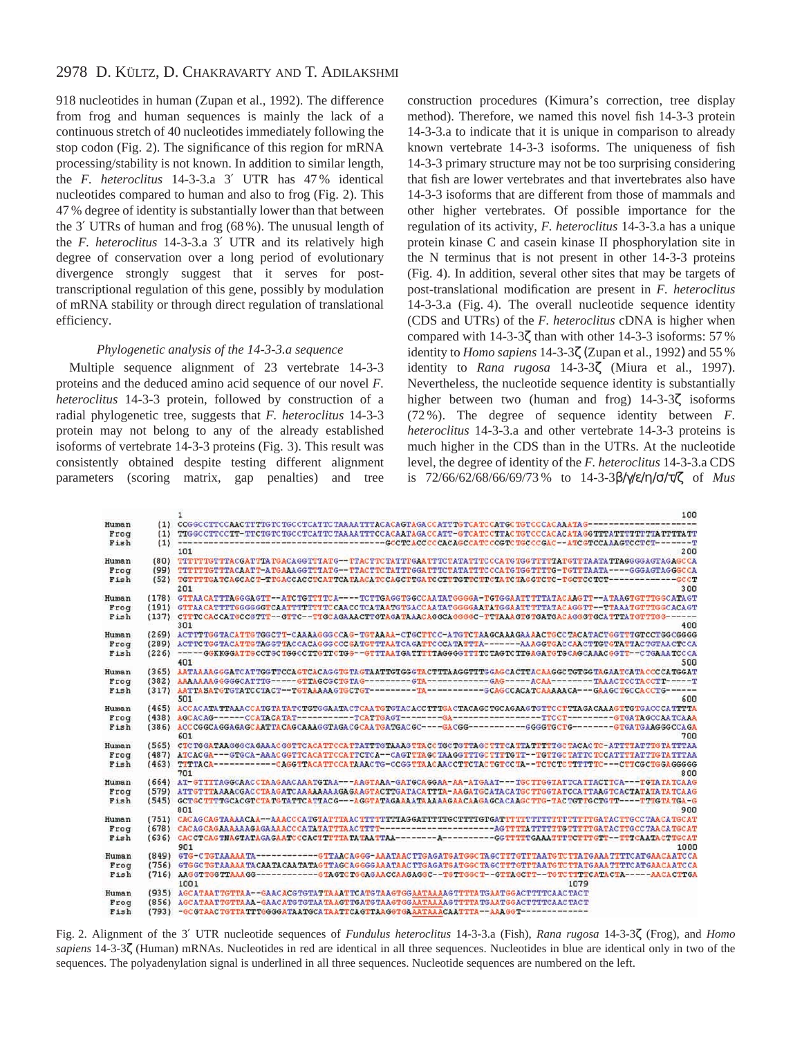918 nucleotides in human (Zupan et al., 1992). The difference from frog and human sequences is mainly the lack of a continuous stretch of 40 nucleotides immediately following the stop codon (Fig. 2). The significance of this region for mRNA processing/stability is not known. In addition to similar length, the *F. heteroclitus* 14-3-3.a 3′ UTR has 47 % identical nucleotides compared to human and also to frog (Fig. 2). This 47 % degree of identity is substantially lower than that between the 3′ UTRs of human and frog (68 %). The unusual length of the *F. heteroclitus* 14-3-3.a 3′ UTR and its relatively high degree of conservation over a long period of evolutionary divergence strongly suggest that it serves for post-transcriptional regulation of this gene, possibly by modulation of mRNA stability or through direct regulation of translational efficiency.

### *Phylogenetic analysis of the 14-3-3.a sequence*

Multiple sequence alignment of 23 vertebrate 14-3-3 proteins and the deduced amino acid sequence of our novel *F. heteroclitus* 14-3-3 protein, followed by construction of a radial phylogenetic tree, suggests that *F. heteroclitus* 14-3-3 protein may not belong to any of the already established isoforms of vertebrate 14-3-3 proteins (Fig. 3). This result was consistently obtained despite testing different alignment parameters (scoring matrix, gap penalties) and tree construction procedures (Kimura's correction, tree display method). Therefore, we named this novel fish 14-3-3 protein 14-3-3.a to indicate that it is unique in comparison to already known vertebrate 14-3-3 isoforms. The uniqueness of fish 14-3-3 primary structure may not be too surprising considering that fish are lower vertebrates and that invertebrates also have 14-3-3 isoforms that are different from those of mammals and other higher vertebrates. Of possible importance for the regulation of its activity, *F. heteroclitus* 14-3-3.a has a unique protein kinase C and casein kinase II phosphorylation site in the N terminus that is not present in other 14-3-3 proteins (Fig. 4). In addition, several other sites that may be targets of post-translational modification are present in *F. heteroclitus* 14-3-3.a (Fig. 4). The overall nucleotide sequence identity (CDS and UTRs) of the *F. heteroclitus* cDNA is higher when compared with 14-3-3ζ than with other 14-3-3 isoforms: 57 % identity to *Homo sapiens* 14-3-3ζ (Zupan et al., 1992) and 55 % identity to *Rana rugosa* 14-3-3ζ (Miura et al., 1997). Nevertheless, the nucleotide sequence identity is substantially higher between two (human and frog) 14-3-3ζ isoforms (72 %). The degree of sequence identity between *F. heteroclitus* 14-3-3.a and other vertebrate 14-3-3 proteins is much higher in the CDS than in the UTRs. At the nucleotide level, the degree of identity of the *F. heteroclitus* 14-3-3.a CDS is 72/66/62/68/66/69/73 % to 14-3-3β/γ/ε/η/σ/τ/ζ of *Mus*

```
             1                                                                                                  100
Human   (1)  CCGGCCTTCCAACTTTTGTCTGCCTCATTCTAAAATTTACACAGTAGACCATTTGTCATCCATGCTGTCCCACAAATAG--------------------
Frog    (1)  TTGGCCTTCCTT-TTCTGTCTGCCTCATTCTAAAATTTCCACAATAGACCATT-GTCATCCTTACTGTCCCACACATAGGTTTATTTTTTTATTTTATT
Fish    (1)  ----------------------------------------GCCTCACCCCACAGCATCCCGTCTGCCCGAC--ATCGTCCAAAGTCCTCT-------T
             101                                                                                                200
Human  (80)  TTTTTTGTTTACGATTTATGACAGGTTTATG--TTACTTCTATTTGAATTTCTATATTTCCCATGTGGTTTTTATGTTTAATATTAGGGGAGTAGAGCCA
Frog   (99)  TTTTTTGTTTACAATT-ATGAAAGGTTTATG--TTACTTCTATTTGGATTTCTATATTTCCCATGTGGTTTTG-TGTTTAATA-----GGGAGTAGGGCCA
Fish   (52)  TGTTTTGATCAGCACT-TTGACCACCTCATTCATAACATCCAGCTTGATCCTTTGTTCTTCTATCTAGGTCTC-TGCTCCTCT-------------GCCT
             201                                                                                                300
Human (178)  GTTAACATTTAGGGAGTT--ATCTGTTTTCA----TCTTGAGGTGGCCAATATGGGGA-TGTGGAATTTTTATACAAGTT--ATAAGTGTTTGGCATAGT
Frog  (191)  GTTAACATTTTGGGGGGTCAATTTTTTTTCCAACCTCATAATGTGACCAATATGGGGAATATGGAATTTTTATACAGGTT--TTAAATGTTTGGCACAGT
Fish  (137)  CTTTCCACCATGCCGTTT--GTTC--TTGCAGAAACTTGTAGATAAACAGGCAGGGGC-TTTAAAGTGTGATGACAGGGTGCATTTATGTTTGG------
             301                                                                                                400
Human (269)  ACTTTTGGTACATTGTGGCTT-CAAAAGGGCCAG-TGTAAAA-CTGCTTCC-ATGTCTAAGCAAAGAAAACTGCCTACATACTGGTTTGTCCTGGCGGGG
Frog  (289)  ACTTCTGGTACATTGTAGGTTACCACAGGGCCCGATGTTAATCAGATTCCCATATTTA-------AAAGGTGACCAACTTGTGTATTACTGTAACTCCA
Fish  (226)  -----GGKKGGATTGCCTGCTGGCCTTGTTCTGG--GTTTAATGATTTTTAGGGGTTTTCTAGTCTTGAGATGTGCAGCAAACGGTT--CTGAAATCCCA
             401                                                                                                500
Human (365)  AATAAAAGGGATCATTGGTTCCAGTCACAGGTGTAGTAATTGTGGGTACTTTAAGGTTTGAGCACTTACAAGGCTGTGGTAGAATCATACCCCATGGAT
Frog  (382)  AAAAAAAGGGGGCATTTG-----GTTAGCGCTGTAG---------GTA-----------GAG-----ACAA--------TAAACTCCTACCTT-----T
Fish  (317)  AATTASATGTGTATCCTACT--TGTAAAAAGTGCTGT---------TA-----------GCAGCCACATCAAAAACA---GAAGCTGCCACCTG------
             501                                                                                                600
Human (465)  ACCACATATTAAACCATGTATATCTGTGGAATACTCAATGTGTACACCTTTGACTACAGCTGCAGAAGTGTTCCTTTAGACAAAGTTGTGACCCATTTTA
Frog  (438)  AGCACAG------CCATACATAT----------TCATTGAGT---------GA-----------------TTCCT---------GTGATAGCCAATCAAA
Fish  (386)  ACCCGGCAGGAGAGCAATTACAGCAAAGGTAGACGCAATGATGACGC----GACGG----------GGGGTGCTG--------GTGATGAAGGGCCAGA
             601                                                                                                700
Human (565)  CTCTGGATAAGGGCAGAAACGGTTCACATTCCATTATTTGTAAAGTTACCTGCTGTTAGCTTTCATTATTTTTGCTACACTC-ATTTTATTTGTATTTAA
Frog  (487)  ATCACGA---GTGCA-AAACGGTTCACATTCCATTCTCA--CAGTTTAGCTAAGGTTTGCTTTTGTT--TGTTGCTATTCTCCATTTTATTTGTATTTAA
Fish  (463)  TTTTACA-----------CAGGTTACATTCCATAAACTG-CCGGTTAACAACCTTCTACTGTCCTA--TCTCTCTTTTTTC---CTTCGCTGGAGGGGG
             701                                                                                                800
Human (664)  AT-GTTTTAGGCAACCTAAGAACAAATGTAA---AAGTAAA-GATGCAGGAA-AA-ATGAAT---TGCTTGGTATTCATTACTTCA---TGTATATCAAG
Frog  (579)  ATTGTTTAAAACGACCTAAGATCAAAAAAAAGAGAAGTACTTGATACATTTA-AAGATGCATACATGCTTGGTATCCATTAAGTCACTATATATATCAAG
Fish  (545)  GCTGCTTTTGCACGTCTATGTATTCATTACG---AGGTATAGAAAATAAAAAGAACAAGAGCACAAGCTTG-TACTGTTGCTGTT----TTTGTATGA-G
             801                                                                                                900
Human (751)  CACAGCAGTAAAACAA--AAACCCATGTATTTAACTTTTTTTTAGGATTTTTGCTTTTGTGATTTTTTTTTTTTTTTTTTGATACTTGCCTAACATGCAT
Frog  (678)  CACAGCAGAAAAAAGAGAAAACCCATATATTTAACTTTT---------------------AGTTTTATTTTTTGTTTTTGATACTTGCCTAACATGCAT
Fish  (636)  CACCTCAGTNAGTATAGAGAATCCCACTTTTTATATAATTAA--------A----------GGTTTTTGAAATTTTCTTTGTT--TTTCAATACTTGCAT
             901                                                                                               1000
Human (849)  GTG-CTGTAAAAATA------------GTTAACAGGG-AAATAACTTGAGATGATGGCTAGCTTTGTTTAATGTCTTATGAAATTTTCATGAACAATCA
Frog  (756)  GTGGCTGTAAAAATACAATACAATATAGTTAGCAGGGGAAATAACTTGAGATGATGGCTAGCTTTGTTTAATGTCTTATGAAATTTTCATGAACAATCCA
Fish  (716)  AAGGTTGGTTAAAGG------------GTAGTCTGGAGAACCAAGAGGC--TGTTGGCT--GTTAGCTT--TGTCTTTCATACTA-----AACACTTGA
             1001                                                                        1079
Human (935)  AGCATAATTGTTAA--GAACACGTGTAATTAAATTCATGTAAGTGGAATAAAAGTTTTATGAATGGACTTTTCAACTACT
Frog  (856)  AGCATAATTGTTAAA-GAACATGTGTAATAAGTTGATGTAAGTGGAATAAAAGTTTTATGAATGGACTTTTCAACTACT
Fish  (793)  -GCGTAACTGTTATTTGGGGATAATGCATAATTCAGTTAAGGTGAATAAACAATTTA--AAAGGT-----------
```

Fig. 2. Alignment of the 3′ UTR nucleotide sequences of *Fundulus heteroclitus* 14-3-3.a (Fish), *Rana rugosa* 14-3-3ζ (Frog), and *Homo sapiens* 14-3-3ζ (Human) mRNAs. Nucleotides in red are identical in all three sequences. Nucleotides in blue are identical only in two of the sequences. The polyadenylation signal is underlined in all three sequences. Nucleotide sequences are numbered on the left.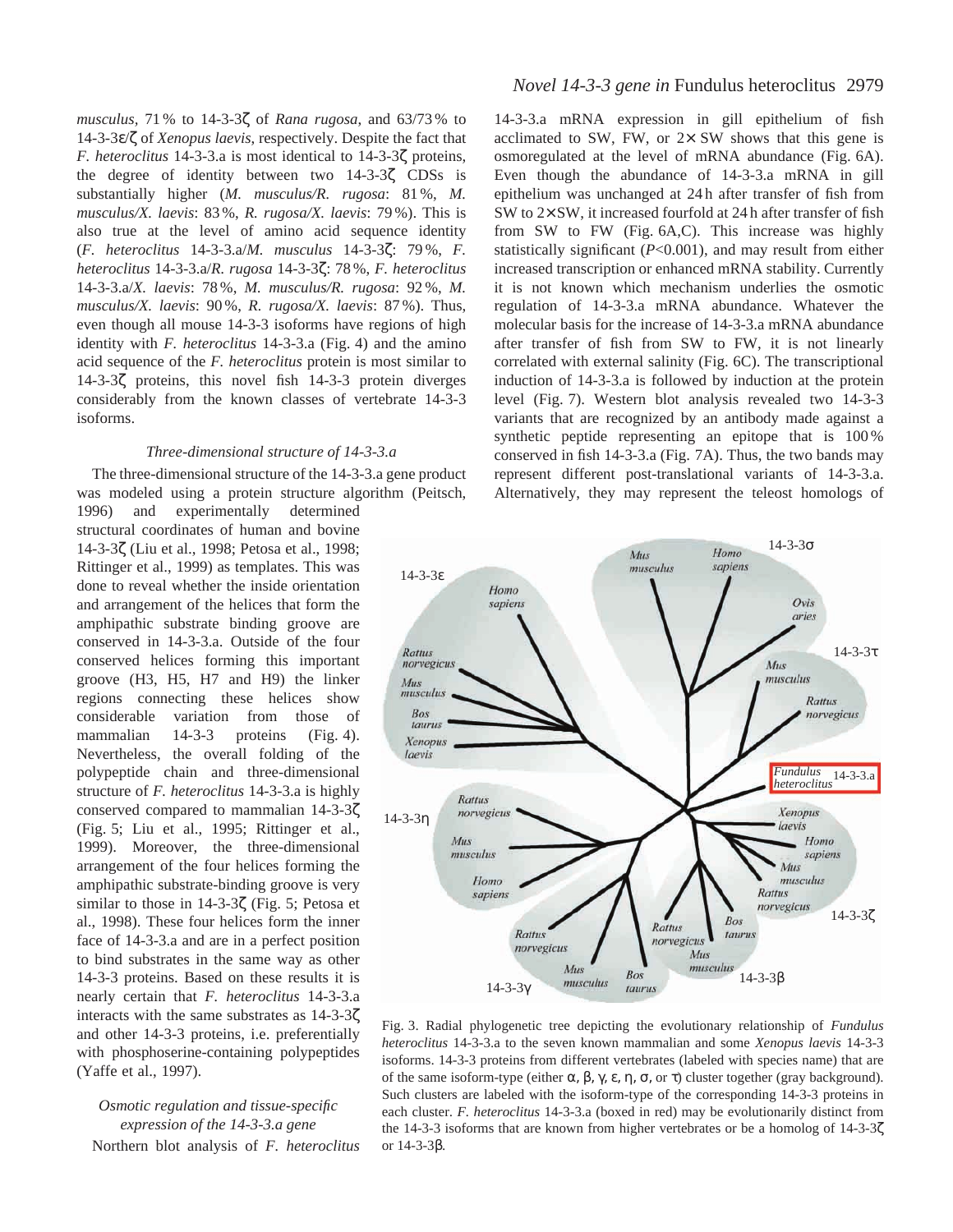*musculus*, 71 % to 14-3-3ζ of *Rana rugosa*, and 63/73 % to 14-3-3ε/ζ of *Xenopus laevis*, respectively. Despite the fact that *F. heteroclitus* 14-3-3.a is most identical to 14-3-3ζ proteins, the degree of identity between two 14-3-3ζ CDSs is substantially higher (*M. musculus/R. rugosa*: 81 %, *M. musculus/X. laevis*: 83 %, *R. rugosa/X. laevis*: 79 %). This is also true at the level of amino acid sequence identity (*F. heteroclitus* 14-3-3.a/*M. musculus* 14-3-3ζ: 79 %, *F. heteroclitus* 14-3-3.a/*R. rugosa* 14-3-3ζ: 78 %, *F. heteroclitus* 14-3-3.a/*X. laevis*: 78 %, *M. musculus/R. rugosa*: 92 %, *M. musculus/X. laevis*: 90 %, *R. rugosa/X. laevis*: 87 %). Thus, even though all mouse 14-3-3 isoforms have regions of high identity with *F. heteroclitus* 14-3-3.a (Fig. 4) and the amino acid sequence of the *F. heteroclitus* protein is most similar to 14-3-3ζ proteins, this novel fish 14-3-3 protein diverges considerably from the known classes of vertebrate 14-3-3 isoforms.

### *Three-dimensional structure of 14-3-3.a*

The three-dimensional structure of the 14-3-3.a gene product was modeled using a protein structure algorithm (Peitsch, 1996) and experimentally determined structural coordinates of human and bovine 14-3-3ζ (Liu et al., 1998; Petosa et al., 1998; Rittinger et al., 1999) as templates. This was done to reveal whether the inside orientation and arrangement of the helices that form the amphipathic substrate binding groove are conserved in 14-3-3.a. Outside of the four conserved helices forming this important groove (H3, H5, H7 and H9) the linker regions connecting these helices show considerable variation from those of mammalian 14-3-3 proteins (Fig. 4). Nevertheless, the overall folding of the polypeptide chain and three-dimensional structure of *F. heteroclitus* 14-3-3.a is highly conserved compared to mammalian 14-3-3ζ (Fig. 5; Liu et al., 1995; Rittinger et al., 1999). Moreover, the three-dimensional arrangement of the four helices forming the amphipathic substrate-binding groove is very similar to those in 14-3-3ζ (Fig. 5; Petosa et al., 1998). These four helices form the inner face of 14-3-3.a and are in a perfect position to bind substrates in the same way as other 14-3-3 proteins. Based on these results it is nearly certain that *F. heteroclitus* 14-3-3.a interacts with the same substrates as 14-3-3ζ and other 14-3-3 proteins, i.e. preferentially with phosphoserine-containing polypeptides (Yaffe et al., 1997).

### *Osmotic regulation and tissue-specific expression of the 14-3-3.a gene*

Northern blot analysis of *F. heteroclitus* 14-3-3.a mRNA expression in gill epithelium of fish acclimated to SW, FW, or 2× SW shows that this gene is osmoregulated at the level of mRNA abundance (Fig. 6A). Even though the abundance of 14-3-3.a mRNA in gill epithelium was unchanged at 24 h after transfer of fish from SW to 2×SW, it increased fourfold at 24 h after transfer of fish from SW to FW (Fig. 6A,C). This increase was highly statistically significant ($P<0.001$), and may result from either increased transcription or enhanced mRNA stability. Currently it is not known which mechanism underlies the osmotic regulation of 14-3-3.a mRNA abundance. Whatever the molecular basis for the increase of 14-3-3.a mRNA abundance after transfer of fish from SW to FW, it is not linearly correlated with external salinity (Fig. 6C). The transcriptional induction of 14-3-3.a is followed by induction at the protein level (Fig. 7). Western blot analysis revealed two 14-3-3 variants that are recognized by an antibody made against a synthetic peptide representing an epitope that is 100 % conserved in fish 14-3-3.a (Fig. 7A). Thus, the two bands may represent different post-translational variants of 14-3-3.a. Alternatively, they may represent the teleost homologs of

Fig. 3. Radial phylogenetic tree depicting the evolutionary relationship of *Fundulus heteroclitus* 14-3-3.a to the seven known mammalian and some *Xenopus laevis* 14-3-3 isoforms. 14-3-3 proteins from different vertebrates (labeled with species name) that are of the same isoform-type (either α, β, γ, ε, η, σ, or τ) cluster together (gray background). Such clusters are labeled with the isoform-type of the corresponding 14-3-3 proteins in each cluster. *F. heteroclitus* 14-3-3.a (boxed in red) may be evolutionarily distinct from the 14-3-3 isoforms that are known from higher vertebrates or be a homolog of 14-3-3ζ or 14-3-3β.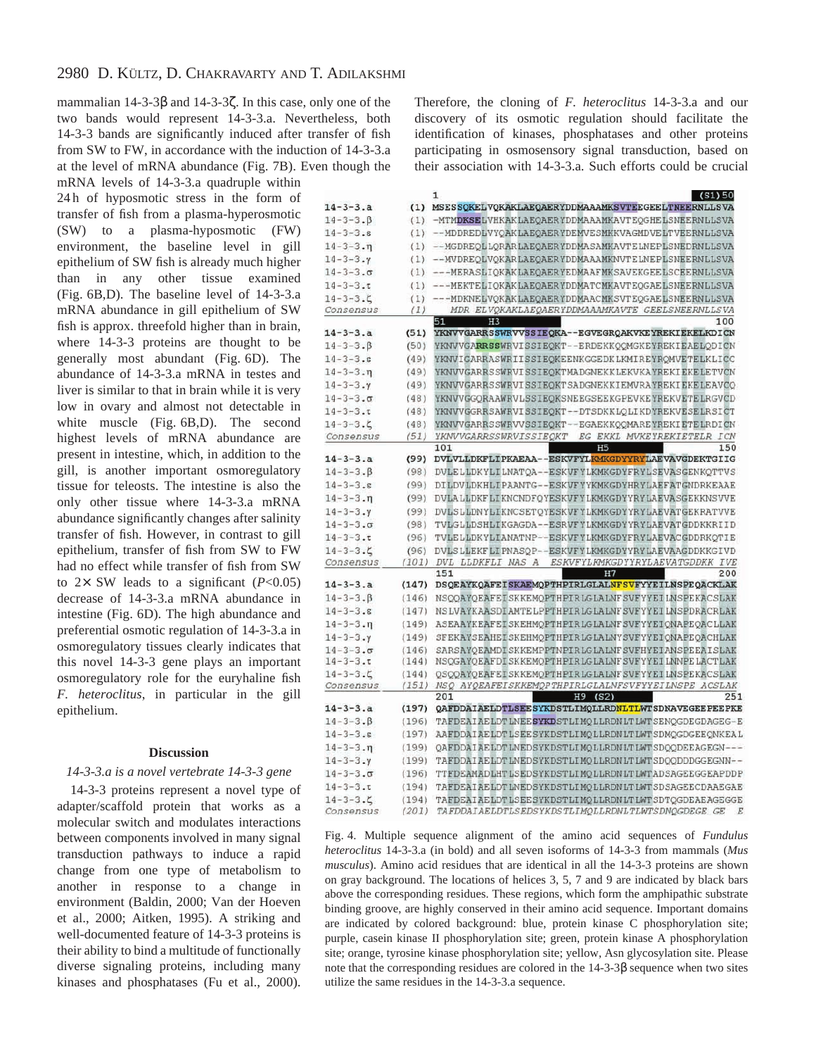mammalian 14-3-3β and 14-3-3ζ. In this case, only one of the two bands would represent 14-3-3.a. Nevertheless, both 14-3-3 bands are significantly induced after transfer of fish from SW to FW, in accordance with the induction of 14-3-3.a at the level of mRNA abundance (Fig. 7B). Even though the mRNA levels of 14-3-3.a quadruple within 24 h of hyposmotic stress in the form of transfer of fish from a plasma-hyperosmotic (SW) to a plasma-hyposmotic (FW) environment, the baseline level in gill epithelium of SW fish is already much higher than in any other tissue examined (Fig. 6B,D). The baseline level of 14-3-3.a mRNA abundance in gill epithelium of SW fish is approx. threefold higher than in brain, where 14-3-3 proteins are thought to be generally most abundant (Fig. 6D). The abundance of 14-3-3.a mRNA in testes and liver is similar to that in brain while it is very low in ovary and almost not detectable in white muscle (Fig. 6B,D). The second highest levels of mRNA abundance are present in intestine, which, in addition to the gill, is another important osmoregulatory tissue for teleosts. The intestine is also the only other tissue where 14-3-3.a mRNA abundance significantly changes after salinity transfer of fish. However, in contrast to gill epithelium, transfer of fish from SW to FW had no effect while transfer of fish from SW to 2× SW leads to a significant ($P<0.05$) decrease of 14-3-3.a mRNA abundance in intestine (Fig. 6D). The high abundance and preferential osmotic regulation of 14-3-3.a in osmoregulatory tissues clearly indicates that this novel 14-3-3 gene plays an important osmoregulatory role for the euryhaline fish *F. heteroclitus*, in particular in the gill epithelium.

## Discussion

### *14-3-3.a is a novel vertebrate 14-3-3 gene*

14-3-3 proteins represent a novel type of adapter/scaffold protein that works as a molecular switch and modulates interactions between components involved in many signal transduction pathways to induce a rapid change from one type of metabolism to another in response to a change in environment (Baldin, 2000; Van der Hoeven et al., 2000; Aitken, 1995). A striking and well-documented feature of 14-3-3 proteins is their ability to bind a multitude of functionally diverse signaling proteins, including many kinases and phosphatases (Fu et al., 2000). Therefore, the cloning of *F. heteroclitus* 14-3-3.a and our discovery of its osmotic regulation should facilitate the identification of kinases, phosphatases and other proteins participating in osmosensory signal transduction, based on their association with 14-3-3.a. Such efforts could be crucial

```
                 1                                                (S1)50
14-3-3.a   (1)  MSESSQKELVQKAKLAEQAERYDDMAAAMKSVTEEGEELTNEERNLLSVA
14-3-3.β   (1)  -MTMDKSELVHKAKLAEQAERYDDMAAAMKAVTEQGHELSNEERNLLSVA
14-3-3.ε   (1)  --MDDREDLVYQAKLAEQAERYDEMVESMKKVAGMDVELTVEERNLLSVA
14-3-3.η   (1)  --MGDREQLLQRARLAEQAERYDDMASAMKAVTELNEPLSNEDRNLLSVA
14-3-3.γ   (1)  --MVDREQLVQKARLAEQAERYDDMAAAMKNVTELNEPLSNEERNLLSVA
14-3-3.σ   (1)  ---MERASLIQKAKLAEQAERYEDMAAFMKSAVEKGEELSCEERNLLSVA
14-3-3.τ   (1)  ---MEKTELIQKAKLAEQAERYDDMATCMKAVTEQGAELSNEERNLLSVA
14-3-3.ζ   (1)  ---MDKNELVQKAKLAEQAERYDDMAACMKSVTEQGAELSNEERNLLSVA
Consensus  (1)     MDR ELVQKAKLAEQAERYDDMAAAMKAVTE GEELSNEERNLLSVA
                51      H3                                          100
14-3-3.a   (51) YKNVVGARRSSWRVVSSIEQKA--EGVEGRQAKVKEYREKIEKELKDICN
14-3-3.β   (50) YKNVVGARRSSWRVISSIEQKT--ERDEKKQQMGKEYREKIEAELQDICN
14-3-3.ε   (49) YKNVIGARRASWRIISSIEQKEENKGGEDKLKMIREYRQMVETELKLICC
14-3-3.η   (49) YKNVVGARRSSWRVISSIEQKTMADGNEKKLEKVKAYREKIEKELETVCN
14-3-3.γ   (49) YKNVVGARRSSWRVISSIEQKTSADGNEKKIEMVRAYREKIEKELEAVCQ
14-3-3.σ   (48) YKNVVGGQRAAWRVLSSIEQKSNEEGSEEKGPEVKEYREKVETELRGVCD
14-3-3.τ   (48) YKNVVGGRRSAWRVISSIEQKT--DTSDKKLQLIKDYREKVESELRSICT
14-3-3.ζ   (48) YKNVVGARRSSWRVVSSIEQKT--EGAEKKQQMAREYREKIETELRDICN
Consensus  (51) YKNVVGARRSSWRVISSIEQKT  EG EKK MVKEYREKIETELR ICN
                101                                 H5              150
14-3-3.a   (99) DVLVLLDKFLIPKAEAA--ESKVFYLKMKGDYYRYLAEVAVGDEKTGIIG
14-3-3.β   (98) DVLELLDKYLILNATQA--ESKVFYLKMKGDYFRYLSEVASGENKQTTVS
14-3-3.ε   (99) DILDVLDKHLIPAANTG--ESKVFYYKMKGDYHRYLAEFATGNDRKEAAE
14-3-3.η   (99) DVLALLDKFLIKNCNDFQYESKVFYLKMKGDYYRYLAEVASGEKKNSVVE
14-3-3.γ   (99) DVLSLLDNYLIKNCSETQYESKVFYLKMKGDYYRYLAEVATGEKRATVVE
14-3-3.σ   (98) TVLGLLDSHLIKGAGDA--ESRVFYLKMKGDYYRYLAEVATGDDKKRIID
14-3-3.τ   (96) TVLELLDKYLIANATNP--ESKVFYLKMKGDYFRYLAEVACGDDRKQTIE
14-3-3.ζ   (96) DVLSLLEKFLIPNASQP--ESKVFYLKMKGDYYRYLAEVAAGDDKKGIVD
Consensus  (101) DVL LLDKFLI NAS A  ESKVFYLKMKGDYYRYLAEVATGDDKK IVE
                151                                 H7              200
14-3-3.a   (147) DSQEAYKQAFEISKAEMQPTHPIRLGLALNFSVFYYEILNSPEQACKLAK
14-3-3.β   (146) NSQQAYQEAFEISKKEMQPTHPIRLGLALNFSVFYYEILNSPEKACSLAK
14-3-3.ε   (147) NSLVAYKAASDIAMTELPPTHPIRLGLALNFSVFYYEILNSPDRACRLAK
14-3-3.η   (149) ASEAAYKEAFEISKEHMQPTHPIRLGLALNFSVFYYEIQNAPEQACLLAK
14-3-3.γ   (149) SFEKAYSEAHEISKEHMQPTHPIRLGLALNYSVFYYEIQNAPEQACHLAK
14-3-3.σ   (146) SARSAYQEAMDISKKEMPPTNPIRLGLALNFSVFHYEIANSPEEAISLAK
14-3-3.τ   (144) NSQGAYQEAFDISKKEMQPTHPIRLGLALNFSVFYYEILNNPELACTLAK
14-3-3.ζ   (144) QSQQAYQEAFEISKKEMQPTHPIRLGLALNFSVFYYEILNSPEKACSLAK
Consensus  (151) NSQ AYQEAFEISKKEMQPTHPIRLGLALNFSVFYYEILNSPE ACSLAK
                201                       H9 (S2)                   251
14-3-3.a   (197) QAFDDAIAELDTLSEESYKDSTLIMQLLRDNLTLWTSDNAVEGEEPEEPKE
14-3-3.β   (196) TAFDEAIAELDTLNEESYKDSTLIMQLLRDNLTLWTSENQGDEGDAGEG-E
14-3-3.ε   (197) AAFDDAIAELDTLSEESYKDSTLIMQLLRDNLTLWTSDMQGDGEEQNKEAL
14-3-3.η   (199) QAFDDAIAELDTLNEDSYKDSTLIMQLLRDNLTLWTSDQQDEEAGEGN---
14-3-3.γ   (199) TAFDDAIAELDTLNEDSYKDSTLIMQLLRDNLTLWTSDQQDDDGGEGNN--
14-3-3.σ   (196) TTFDEAMADLHTLSEDSYKDSTLIMQLLRDNLTLWTADSAGEEGGEAPDDP
14-3-3.τ   (194) TAFDEAIAELDTLNEDSYKDSTLIMQLLRDNLTLWTSDSAGEECDAAEGAE
14-3-3.ζ   (194) TAFDEAIAELDTLSEESYKDSTLIMQLLRDNLTLWTSDTQGDEAEAGEGGE
Consensus  (201) TAFDDAIAELDTLSEDSYKDSTLIMQLLRDNLTLWTSDNQGDEGE GE  E
```

Fig. 4. Multiple sequence alignment of the amino acid sequences of *Fundulus heteroclitus* 14-3-3.a (in bold) and all seven isoforms of 14-3-3 from mammals (*Mus musculus*). Amino acid residues that are identical in all the 14-3-3 proteins are shown on gray background. The locations of helices 3, 5, 7 and 9 are indicated by black bars above the corresponding residues. These regions, which form the amphipathic substrate binding groove, are highly conserved in their amino acid sequence. Important domains are indicated by colored background: blue, protein kinase C phosphorylation site; purple, casein kinase II phosphorylation site; green, protein kinase A phosphorylation site; orange, tyrosine kinase phosphorylation site; yellow, Asn glycosylation site. Please note that the corresponding residues are colored in the 14-3-3β sequence when two sites utilize the same residues in the 14-3-3.a sequence.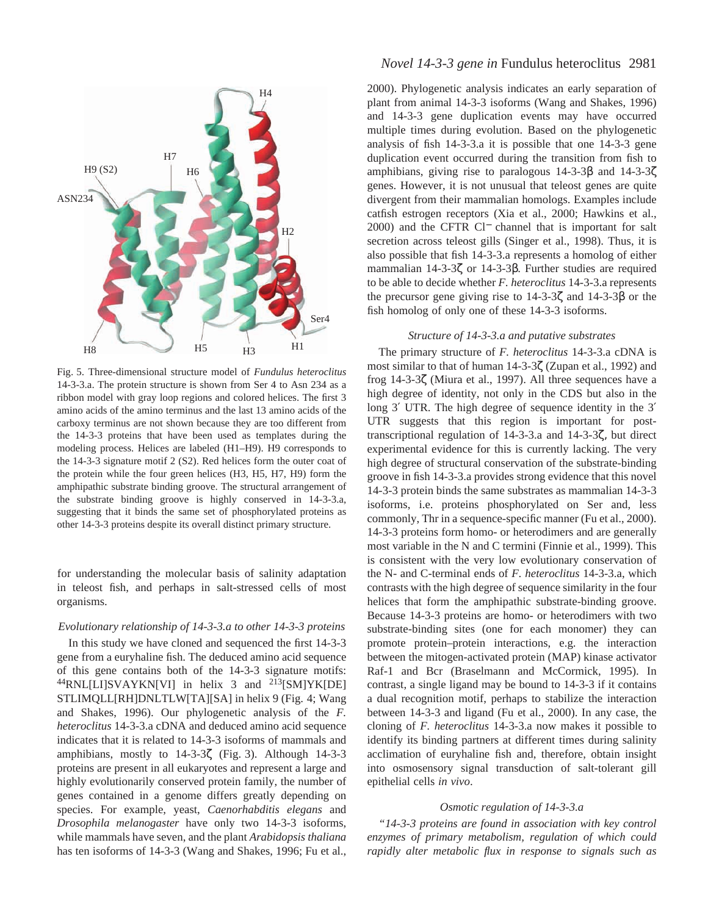Fig. 5. Three-dimensional structure model of *Fundulus heteroclitus* 14-3-3.a. The protein structure is shown from Ser 4 to Asn 234 as a ribbon model with gray loop regions and colored helices. The first 3 amino acids of the amino terminus and the last 13 amino acids of the carboxy terminus are not shown because they are too different from the 14-3-3 proteins that have been used as templates during the modeling process. Helices are labeled (H1–H9). H9 corresponds to the 14-3-3 signature motif 2 (S2). Red helices form the outer coat of the protein while the four green helices (H3, H5, H7, H9) form the amphipathic substrate binding groove. The structural arrangement of the substrate binding groove is highly conserved in 14-3-3.a, suggesting that it binds the same set of phosphorylated proteins as other 14-3-3 proteins despite its overall distinct primary structure.

for understanding the molecular basis of salinity adaptation in teleost fish, and perhaps in salt-stressed cells of most organisms.

### *Evolutionary relationship of 14-3-3.a to other 14-3-3 proteins*

In this study we have cloned and sequenced the first 14-3-3 gene from a euryhaline fish. The deduced amino acid sequence of this gene contains both of the 14-3-3 signature motifs: [44]RNL[LI]SVAYKN[VI] in helix 3 and [213][SM]YK[DE]STLIMQLL[RH]DNLTLW[TA][SA] in helix 9 (Fig. 4; Wang and Shakes, 1996). Our phylogenetic analysis of the *F. heteroclitus* 14-3-3.a cDNA and deduced amino acid sequence indicates that it is related to 14-3-3 isoforms of mammals and amphibians, mostly to 14-3-3ζ (Fig. 3). Although 14-3-3 proteins are present in all eukaryotes and represent a large and highly evolutionarily conserved protein family, the number of genes contained in a genome differs greatly depending on species. For example, yeast, *Caenorhabditis elegans* and *Drosophila melanogaster* have only two 14-3-3 isoforms, while mammals have seven, and the plant *Arabidopsis thaliana* has ten isoforms of 14-3-3 (Wang and Shakes, 1996; Fu et al., 2000). Phylogenetic analysis indicates an early separation of plant from animal 14-3-3 isoforms (Wang and Shakes, 1996) and 14-3-3 gene duplication events may have occurred multiple times during evolution. Based on the phylogenetic analysis of fish 14-3-3.a it is possible that one 14-3-3 gene duplication event occurred during the transition from fish to amphibians, giving rise to paralogous 14-3-3β and 14-3-3ζ genes. However, it is not unusual that teleost genes are quite divergent from their mammalian homologs. Examples include catfish estrogen receptors (Xia et al., 2000; Hawkins et al., 2000) and the CFTR $Cl^-$ channel that is important for salt secretion across teleost gills (Singer et al., 1998). Thus, it is also possible that fish 14-3-3.a represents a homolog of either mammalian 14-3-3ζ or 14-3-3β. Further studies are required to be able to decide whether *F. heteroclitus* 14-3-3.a represents the precursor gene giving rise to 14-3-3ζ and 14-3-3β or the fish homolog of only one of these 14-3-3 isoforms.

### *Structure of 14-3-3.a and putative substrates*

The primary structure of *F. heteroclitus* 14-3-3.a cDNA is most similar to that of human 14-3-3ζ (Zupan et al., 1992) and frog 14-3-3ζ (Miura et al., 1997). All three sequences have a high degree of identity, not only in the CDS but also in the long 3′ UTR. The high degree of sequence identity in the 3′ UTR suggests that this region is important for post-transcriptional regulation of 14-3-3.a and 14-3-3ζ, but direct experimental evidence for this is currently lacking. The very high degree of structural conservation of the substrate-binding groove in fish 14-3-3.a provides strong evidence that this novel 14-3-3 protein binds the same substrates as mammalian 14-3-3 isoforms, i.e. proteins phosphorylated on Ser and, less commonly, Thr in a sequence-specific manner (Fu et al., 2000). 14-3-3 proteins form homo- or heterodimers and are generally most variable in the N and C termini (Finnie et al., 1999). This is consistent with the very low evolutionary conservation of the N- and C-terminal ends of *F. heteroclitus* 14-3-3.a, which contrasts with the high degree of sequence similarity in the four helices that form the amphipathic substrate-binding groove. Because 14-3-3 proteins are homo- or heterodimers with two substrate-binding sites (one for each monomer) they can promote protein–protein interactions, e.g. the interaction between the mitogen-activated protein (MAP) kinase activator Raf-1 and Bcr (Braselmann and McCormick, 1995). In contrast, a single ligand may be bound to 14-3-3 if it contains a dual recognition motif, perhaps to stabilize the interaction between 14-3-3 and ligand (Fu et al., 2000). In any case, the cloning of *F. heteroclitus* 14-3-3.a now makes it possible to identify its binding partners at different times during salinity acclimation of euryhaline fish and, therefore, obtain insight into osmosensory signal transduction of salt-tolerant gill epithelial cells *in vivo*.

### *Osmotic regulation of 14-3-3.a*

*"14-3-3 proteins are found in association with key control enzymes of primary metabolism, regulation of which could rapidly alter metabolic flux in response to signals such as*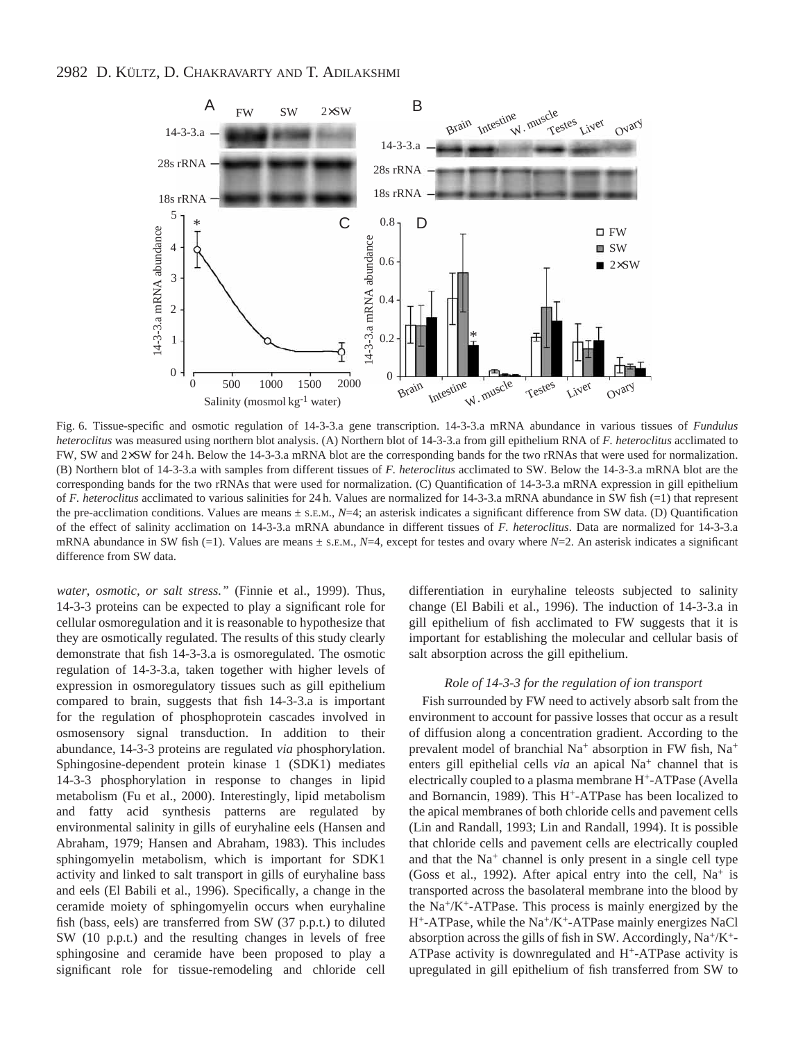Fig. 6. Tissue-specific and osmotic regulation of 14-3-3.a gene transcription. 14-3-3.a mRNA abundance in various tissues of *Fundulus heteroclitus* was measured using northern blot analysis. (A) Northern blot of 14-3-3.a from gill epithelium RNA of *F. heteroclitus* acclimated to FW, SW and 2×SW for 24 h. Below the 14-3-3.a mRNA blot are the corresponding bands for the two rRNAs that were used for normalization. (B) Northern blot of 14-3-3.a with samples from different tissues of *F. heteroclitus* acclimated to SW. Below the 14-3-3.a mRNA blot are the corresponding bands for the two rRNAs that were used for normalization. (C) Quantification of 14-3-3.a mRNA expression in gill epithelium of *F. heteroclitus* acclimated to various salinities for 24 h. Values are normalized for 14-3-3.a mRNA abundance in SW fish (=1) that represent the pre-acclimation conditions. Values are means ± S.E.M., $N$=4; an asterisk indicates a significant difference from SW data. (D) Quantification of the effect of salinity acclimation on 14-3-3.a mRNA abundance in different tissues of *F. heteroclitus*. Data are normalized for 14-3-3.a mRNA abundance in SW fish (=1). Values are means ± S.E.M., $N$=4, except for testes and ovary where $N$=2. An asterisk indicates a significant difference from SW data.

*water, osmotic, or salt stress."* (Finnie et al., 1999). Thus, 14-3-3 proteins can be expected to play a significant role for cellular osmoregulation and it is reasonable to hypothesize that they are osmotically regulated. The results of this study clearly demonstrate that fish 14-3-3.a is osmoregulated. The osmotic regulation of 14-3-3.a, taken together with higher levels of expression in osmoregulatory tissues such as gill epithelium compared to brain, suggests that fish 14-3-3.a is important for the regulation of phosphoprotein cascades involved in osmosensory signal transduction. In addition to their abundance, 14-3-3 proteins are regulated *via* phosphorylation. Sphingosine-dependent protein kinase 1 (SDK1) mediates 14-3-3 phosphorylation in response to changes in lipid metabolism (Fu et al., 2000). Interestingly, lipid metabolism and fatty acid synthesis patterns are regulated by environmental salinity in gills of euryhaline eels (Hansen and Abraham, 1979; Hansen and Abraham, 1983). This includes sphingomyelin metabolism, which is important for SDK1 activity and linked to salt transport in gills of euryhaline bass and eels (El Babili et al., 1996). Specifically, a change in the ceramide moiety of sphingomyelin occurs when euryhaline fish (bass, eels) are transferred from SW (37 p.p.t.) to diluted SW (10 p.p.t.) and the resulting changes in levels of free sphingosine and ceramide have been proposed to play a significant role for tissue-remodeling and chloride cell differentiation in euryhaline teleosts subjected to salinity change (El Babili et al., 1996). The induction of 14-3-3.a in gill epithelium of fish acclimated to FW suggests that it is important for establishing the molecular and cellular basis of salt absorption across the gill epithelium.

### *Role of 14-3-3 for the regulation of ion transport*

Fish surrounded by FW need to actively absorb salt from the environment to account for passive losses that occur as a result of diffusion along a concentration gradient. According to the prevalent model of branchial $Na^+$ absorption in FW fish, $Na^+$ enters gill epithelial cells *via* an apical $Na^+$ channel that is electrically coupled to a plasma membrane $H^+$-ATPase (Avella and Bornancin, 1989). This $H^+$-ATPase has been localized to the apical membranes of both chloride cells and pavement cells (Lin and Randall, 1993; Lin and Randall, 1994). It is possible that chloride cells and pavement cells are electrically coupled and that the $Na^+$ channel is only present in a single cell type (Goss et al., 1992). After apical entry into the cell, $Na^+$ is transported across the basolateral membrane into the blood by the $Na^+/K^+$-ATPase. This process is mainly energized by the $H^+$-ATPase, while the $Na^+/K^+$-ATPase mainly energizes NaCl absorption across the gills of fish in SW. Accordingly, $Na^+/K^+$-ATPase activity is downregulated and $H^+$-ATPase activity is upregulated in gill epithelium of fish transferred from SW to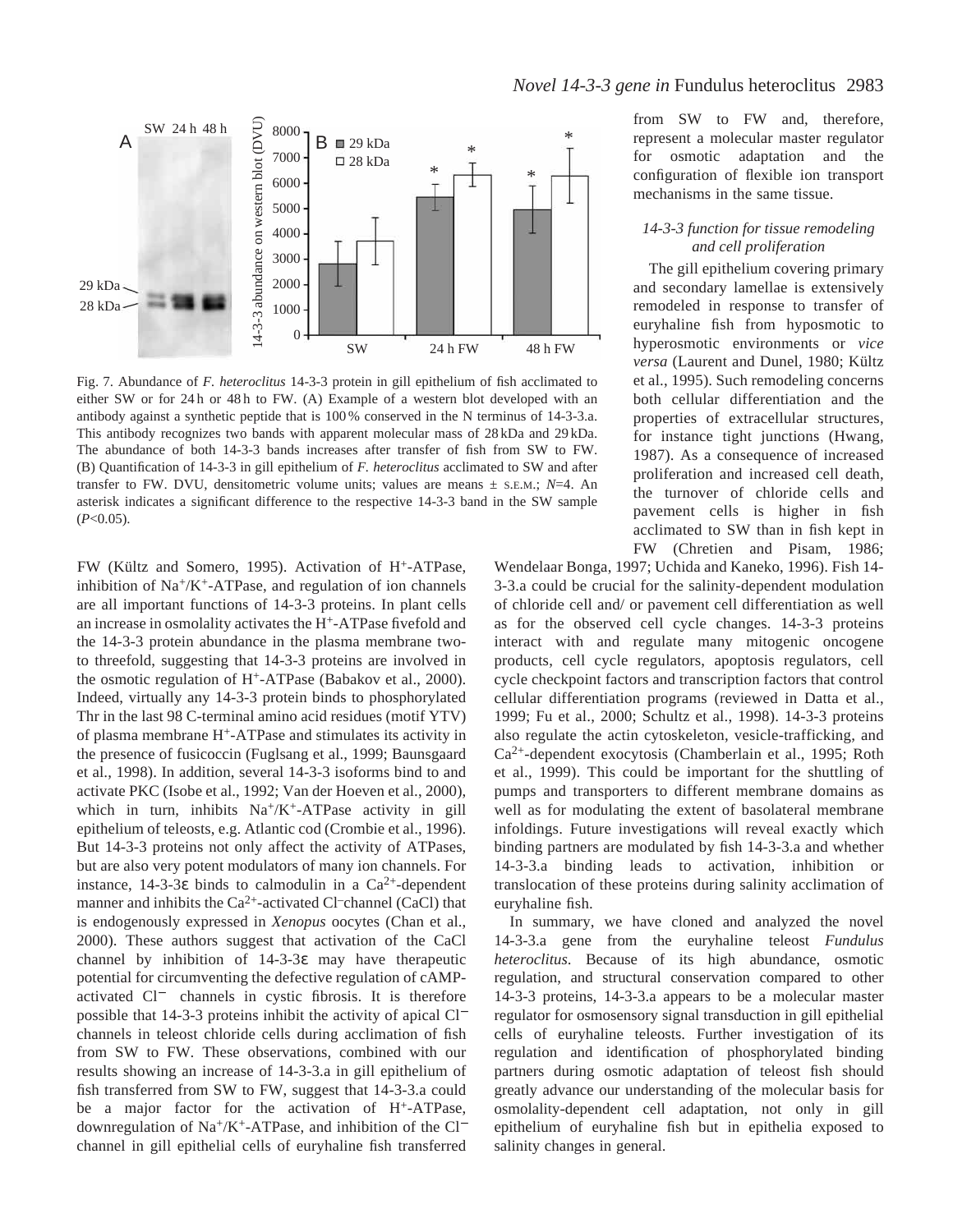Fig. 7. Abundance of *F. heteroclitus* 14-3-3 protein in gill epithelium of fish acclimated to either SW or for 24 h or 48 h to FW. (A) Example of a western blot developed with an antibody against a synthetic peptide that is 100 % conserved in the N terminus of 14-3-3.a. This antibody recognizes two bands with apparent molecular mass of 28 kDa and 29 kDa. The abundance of both 14-3-3 bands increases after transfer of fish from SW to FW. (B) Quantification of 14-3-3 in gill epithelium of *F. heteroclitus* acclimated to SW and after transfer to FW. DVU, densitometric volume units; values are means ± S.E.M.; $N$=4. An asterisk indicates a significant difference to the respective 14-3-3 band in the SW sample ($P$<0.05).

FW (Kültz and Somero, 1995). Activation of $H^+$-ATPase, inhibition of $Na^+/K^+$-ATPase, and regulation of ion channels are all important functions of 14-3-3 proteins. In plant cells an increase in osmolality activates the $H^+$-ATPase fivefold and the 14-3-3 protein abundance in the plasma membrane two- to threefold, suggesting that 14-3-3 proteins are involved in the osmotic regulation of $H^+$-ATPase (Babakov et al., 2000). Indeed, virtually any 14-3-3 protein binds to phosphorylated Thr in the last 98 C-terminal amino acid residues (motif YTV) of plasma membrane $H^+$-ATPase and stimulates its activity in the presence of fusicoccin (Fuglsang et al., 1999; Baunsgaard et al., 1998). In addition, several 14-3-3 isoforms bind to and activate PKC (Isobe et al., 1992; Van der Hoeven et al., 2000), which in turn, inhibits $Na^+/K^+$-ATPase activity in gill epithelium of teleosts, e.g. Atlantic cod (Crombie et al., 1996). But 14-3-3 proteins not only affect the activity of ATPases, but are also very potent modulators of many ion channels. For instance, 14-3-3ε binds to calmodulin in a $Ca^{2+}$-dependent manner and inhibits the $Ca^{2+}$-activated $Cl^-$ channel (CaCl) that is endogenously expressed in *Xenopus* oocytes (Chan et al., 2000). These authors suggest that activation of the CaCl channel by inhibition of 14-3-3ε may have therapeutic potential for circumventing the defective regulation of cAMP-activated $Cl^-$ channels in cystic fibrosis. It is therefore possible that 14-3-3 proteins inhibit the activity of apical $Cl^-$ channels in teleost chloride cells during acclimation of fish from SW to FW. These observations, combined with our results showing an increase of 14-3-3.a in gill epithelium of fish transferred from SW to FW, suggest that 14-3-3.a could be a major factor for the activation of $H^+$-ATPase, downregulation of $Na^+/K^+$-ATPase, and inhibition of the $Cl^-$ channel in gill epithelial cells of euryhaline fish transferred from SW to FW and, therefore, represent a molecular master regulator for osmotic adaptation and the configuration of flexible ion transport mechanisms in the same tissue.

### *14-3-3 function for tissue remodeling and cell proliferation*

The gill epithelium covering primary and secondary lamellae is extensively remodeled in response to transfer of euryhaline fish from hyposmotic to hyperosmotic environments or *vice versa* (Laurent and Dunel, 1980; Kültz et al., 1995). Such remodeling concerns both cellular differentiation and the properties of extracellular structures, for instance tight junctions (Hwang, 1987). As a consequence of increased proliferation and increased cell death, the turnover of chloride cells and pavement cells is higher in fish acclimated to SW than in fish kept in FW (Chretien and Pisam, 1986; Wendelaar Bonga, 1997; Uchida and Kaneko, 1996). Fish 14-3-3.a could be crucial for the salinity-dependent modulation of chloride cell and/ or pavement cell differentiation as well as for the observed cell cycle changes. 14-3-3 proteins interact with and regulate many mitogenic oncogene products, cell cycle regulators, apoptosis regulators, cell cycle checkpoint factors and transcription factors that control cellular differentiation programs (reviewed in Datta et al., 1999; Fu et al., 2000; Schultz et al., 1998). 14-3-3 proteins also regulate the actin cytoskeleton, vesicle-trafficking, and $Ca^{2+}$-dependent exocytosis (Chamberlain et al., 1995; Roth et al., 1999). This could be important for the shuttling of pumps and transporters to different membrane domains as well as for modulating the extent of basolateral membrane infoldings. Future investigations will reveal exactly which binding partners are modulated by fish 14-3-3.a and whether 14-3-3.a binding leads to activation, inhibition or translocation of these proteins during salinity acclimation of euryhaline fish.

In summary, we have cloned and analyzed the novel 14-3-3.a gene from the euryhaline teleost *Fundulus heteroclitus*. Because of its high abundance, osmotic regulation, and structural conservation compared to other 14-3-3 proteins, 14-3-3.a appears to be a molecular master regulator for osmosensory signal transduction in gill epithelial cells of euryhaline teleosts. Further investigation of its regulation and identification of phosphorylated binding partners during osmotic adaptation of teleost fish should greatly advance our understanding of the molecular basis for osmolality-dependent cell adaptation, not only in gill epithelium of euryhaline fish but in epithelia exposed to salinity changes in general.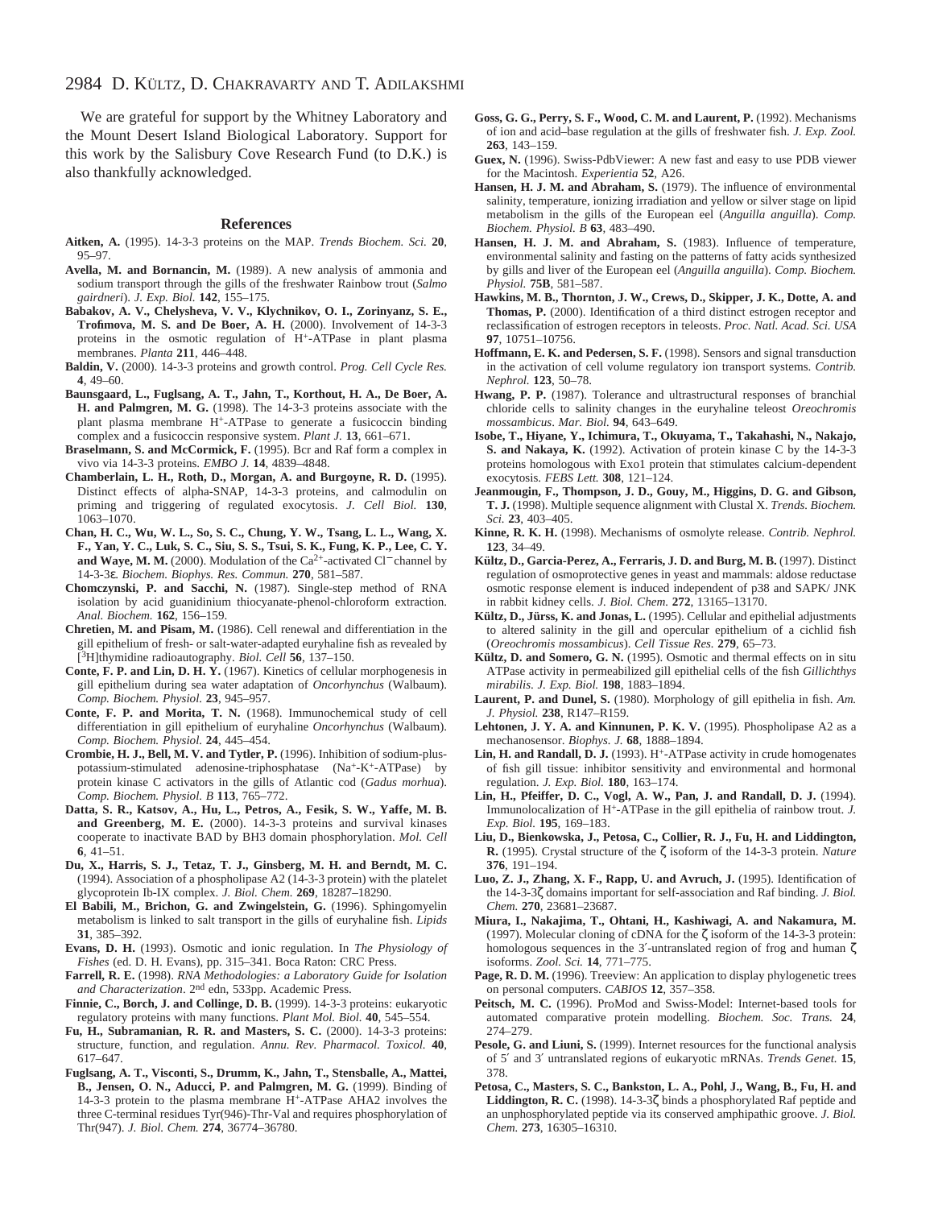We are grateful for support by the Whitney Laboratory and the Mount Desert Island Biological Laboratory. Support for this work by the Salisbury Cove Research Fund (to D.K.) is also thankfully acknowledged.

## References

**Aitken, A.** (1995). 14-3-3 proteins on the MAP. *Trends Biochem. Sci.* **20**, 95–97.

**Avella, M. and Bornancin, M.** (1989). A new analysis of ammonia and sodium transport through the gills of the freshwater Rainbow trout (*Salmo gairdneri*). *J. Exp. Biol.* **142**, 155–175.

**Babakov, A. V., Chelysheva, V. V., Klychnikov, O. I., Zorinyanz, S. E., Trofimova, M. S. and De Boer, A. H.** (2000). Involvement of 14-3-3 proteins in the osmotic regulation of $H^+$-ATPase in plant plasma membranes. *Planta* **211**, 446–448.

**Baldin, V.** (2000). 14-3-3 proteins and growth control. *Prog. Cell Cycle Res.* **4**, 49–60.

**Baunsgaard, L., Fuglsang, A. T., Jahn, T., Korthout, H. A., De Boer, A. H. and Palmgren, M. G.** (1998). The 14-3-3 proteins associate with the plant plasma membrane $H^+$-ATPase to generate a fusicoccin binding complex and a fusicoccin responsive system. *Plant J.* **13**, 661–671.

**Braselmann, S. and McCormick, F.** (1995). Bcr and Raf form a complex in vivo via 14-3-3 proteins. *EMBO J.* **14**, 4839–4848.

**Chamberlain, L. H., Roth, D., Morgan, A. and Burgoyne, R. D.** (1995). Distinct effects of alpha-SNAP, 14-3-3 proteins, and calmodulin on priming and triggering of regulated exocytosis. *J. Cell Biol.* **130**, 1063–1070.

**Chan, H. C., Wu, W. L., So, S. C., Chung, Y. W., Tsang, L. L., Wang, X. F., Yan, Y. C., Luk, S. C., Siu, S. S., Tsui, S. K., Fung, K. P., Lee, C. Y. and Waye, M. M.** (2000). Modulation of the $Ca^{2+}$-activated $Cl^-$ channel by 14-3-3ε. *Biochem. Biophys. Res. Commun.* **270**, 581–587.

**Chomczynski, P. and Sacchi, N.** (1987). Single-step method of RNA isolation by acid guanidinium thiocyanate-phenol-chloroform extraction. *Anal. Biochem.* **162**, 156–159.

**Chretien, M. and Pisam, M.** (1986). Cell renewal and differentiation in the gill epithelium of fresh- or salt-water-adapted euryhaline fish as revealed by [$^3$H]thymidine radioautography. *Biol. Cell* **56**, 137–150.

**Conte, F. P. and Lin, D. H. Y.** (1967). Kinetics of cellular morphogenesis in gill epithelium during sea water adaptation of *Oncorhynchus* (Walbaum). *Comp. Biochem. Physiol.* **23**, 945–957.

**Conte, F. P. and Morita, T. N.** (1968). Immunochemical study of cell differentiation in gill epithelium of euryhaline *Oncorhynchus* (Walbaum). *Comp. Biochem. Physiol.* **24**, 445–454.

**Crombie, H. J., Bell, M. V. and Tytler, P.** (1996). Inhibition of sodium-plus-potassium-stimulated adenosine-triphosphatase ($Na^+$-$K^+$-ATPase) by protein kinase C activators in the gills of Atlantic cod (*Gadus morhua*). *Comp. Biochem. Physiol. B* **113**, 765–772.

**Datta, S. R., Katsov, A., Hu, L., Petros, A., Fesik, S. W., Yaffe, M. B. and Greenberg, M. E.** (2000). 14-3-3 proteins and survival kinases cooperate to inactivate BAD by BH3 domain phosphorylation. *Mol. Cell* **6**, 41–51.

**Du, X., Harris, S. J., Tetaz, T. J., Ginsberg, M. H. and Berndt, M. C.** (1994). Association of a phospholipase A2 (14-3-3 protein) with the platelet glycoprotein Ib-IX complex. *J. Biol. Chem.* **269**, 18287–18290.

**El Babili, M., Brichon, G. and Zwingelstein, G.** (1996). Sphingomyelin metabolism is linked to salt transport in the gills of euryhaline fish. *Lipids* **31**, 385–392.

**Evans, D. H.** (1993). Osmotic and ionic regulation. In *The Physiology of Fishes* (ed. D. H. Evans), pp. 315–341. Boca Raton: CRC Press.

**Farrell, R. E.** (1998). *RNA Methodologies: a Laboratory Guide for Isolation and Characterization*. 2nd edn, 533pp. Academic Press.

**Finnie, C., Borch, J. and Collinge, D. B.** (1999). 14-3-3 proteins: eukaryotic regulatory proteins with many functions. *Plant Mol. Biol.* **40**, 545–554.

**Fu, H., Subramanian, R. R. and Masters, S. C.** (2000). 14-3-3 proteins: structure, function, and regulation. *Annu. Rev. Pharmacol. Toxicol.* **40**, 617–647.

**Fuglsang, A. T., Visconti, S., Drumm, K., Jahn, T., Stensballe, A., Mattei, B., Jensen, O. N., Aducci, P. and Palmgren, M. G.** (1999). Binding of 14-3-3 protein to the plasma membrane $H^+$-ATPase AHA2 involves the three C-terminal residues Tyr(946)-Thr-Val and requires phosphorylation of Thr(947). *J. Biol. Chem.* **274**, 36774–36780.

**Goss, G. G., Perry, S. F., Wood, C. M. and Laurent, P.** (1992). Mechanisms of ion and acid–base regulation at the gills of freshwater fish. *J. Exp. Zool.* **263**, 143–159.

**Guex, N.** (1996). Swiss-PdbViewer: A new fast and easy to use PDB viewer for the Macintosh. *Experientia* **52**, A26.

**Hansen, H. J. M. and Abraham, S.** (1979). The influence of environmental salinity, temperature, ionizing irradiation and yellow or silver stage on lipid metabolism in the gills of the European eel (*Anguilla anguilla*). *Comp. Biochem. Physiol. B* **63**, 483–490.

**Hansen, H. J. M. and Abraham, S.** (1983). Influence of temperature, environmental salinity and fasting on the patterns of fatty acids synthesized by gills and liver of the European eel (*Anguilla anguilla*). *Comp. Biochem. Physiol.* **75B**, 581–587.

**Hawkins, M. B., Thornton, J. W., Crews, D., Skipper, J. K., Dotte, A. and Thomas, P.** (2000). Identification of a third distinct estrogen receptor and reclassification of estrogen receptors in teleosts. *Proc. Natl. Acad. Sci. USA* **97**, 10751–10756.

**Hoffmann, E. K. and Pedersen, S. F.** (1998). Sensors and signal transduction in the activation of cell volume regulatory ion transport systems. *Contrib. Nephrol.* **123**, 50–78.

**Hwang, P. P.** (1987). Tolerance and ultrastructural responses of branchial chloride cells to salinity changes in the euryhaline teleost *Oreochromis mossambicus*. *Mar. Biol.* **94**, 643–649.

**Isobe, T., Hiyane, Y., Ichimura, T., Okuyama, T., Takahashi, N., Nakajo, S. and Nakaya, K.** (1992). Activation of protein kinase C by the 14-3-3 proteins homologous with Exo1 protein that stimulates calcium-dependent exocytosis. *FEBS Lett.* **308**, 121–124.

**Jeanmougin, F., Thompson, J. D., Gouy, M., Higgins, D. G. and Gibson, T. J.** (1998). Multiple sequence alignment with Clustal X. *Trends. Biochem. Sci.* **23**, 403–405.

**Kinne, R. K. H.** (1998). Mechanisms of osmolyte release. *Contrib. Nephrol.* **123**, 34–49.

**Kültz, D., Garcia-Perez, A., Ferraris, J. D. and Burg, M. B.** (1997). Distinct regulation of osmoprotective genes in yeast and mammals: aldose reductase osmotic response element is induced independent of p38 and SAPK/ JNK in rabbit kidney cells. *J. Biol. Chem.* **272**, 13165–13170.

**Kültz, D., Jürss, K. and Jonas, L.** (1995). Cellular and epithelial adjustments to altered salinity in the gill and opercular epithelium of a cichlid fish (*Oreochromis mossambicus*). *Cell Tissue Res.* **279**, 65–73.

**Kültz, D. and Somero, G. N.** (1995). Osmotic and thermal effects on in situ ATPase activity in permeabilized gill epithelial cells of the fish *Gillichthys mirabilis*. *J. Exp. Biol.* **198**, 1883–1894.

**Laurent, P. and Dunel, S.** (1980). Morphology of gill epithelia in fish. *Am. J. Physiol.* **238**, R147–R159.

**Lehtonen, J. Y. A. and Kinnunen, P. K. V.** (1995). Phospholipase A2 as a mechanosensor. *Biophys. J.* **68**, 1888–1894.

**Lin, H. and Randall, D. J.** (1993). $H^+$-ATPase activity in crude homogenates of fish gill tissue: inhibitor sensitivity and environmental and hormonal regulation. *J. Exp. Biol.* **180**, 163–174.

**Lin, H., Pfeiffer, D. C., Vogl, A. W., Pan, J. and Randall, D. J.** (1994). Immunolocalization of $H^+$-ATPase in the gill epithelia of rainbow trout. *J. Exp. Biol.* **195**, 169–183.

**Liu, D., Bienkowska, J., Petosa, C., Collier, R. J., Fu, H. and Liddington, R.** (1995). Crystal structure of the ζ isoform of the 14-3-3 protein. *Nature* **376**, 191–194.

**Luo, Z. J., Zhang, X. F., Rapp, U. and Avruch, J.** (1995). Identification of the 14-3-3ζ domains important for self-association and Raf binding. *J. Biol. Chem.* **270**, 23681–23687.

**Miura, I., Nakajima, T., Ohtani, H., Kashiwagi, A. and Nakamura, M.** (1997). Molecular cloning of cDNA for the ζ isoform of the 14-3-3 protein: homologous sequences in the 3′-untranslated region of frog and human ζ isoforms. *Zool. Sci.* **14**, 771–775.

**Page, R. D. M.** (1996). Treeview: An application to display phylogenetic trees on personal computers. *CABIOS* **12**, 357–358.

**Peitsch, M. C.** (1996). ProMod and Swiss-Model: Internet-based tools for automated comparative protein modelling. *Biochem. Soc. Trans.* **24**, 274–279.

**Pesole, G. and Liuni, S.** (1999). Internet resources for the functional analysis of 5′ and 3′ untranslated regions of eukaryotic mRNAs. *Trends Genet.* **15**, 378.

**Petosa, C., Masters, S. C., Bankston, L. A., Pohl, J., Wang, B., Fu, H. and Liddington, R. C.** (1998). 14-3-3ζ binds a phosphorylated Raf peptide and an unphosphorylated peptide via its conserved amphipathic groove. *J. Biol. Chem.* **273**, 16305–16310.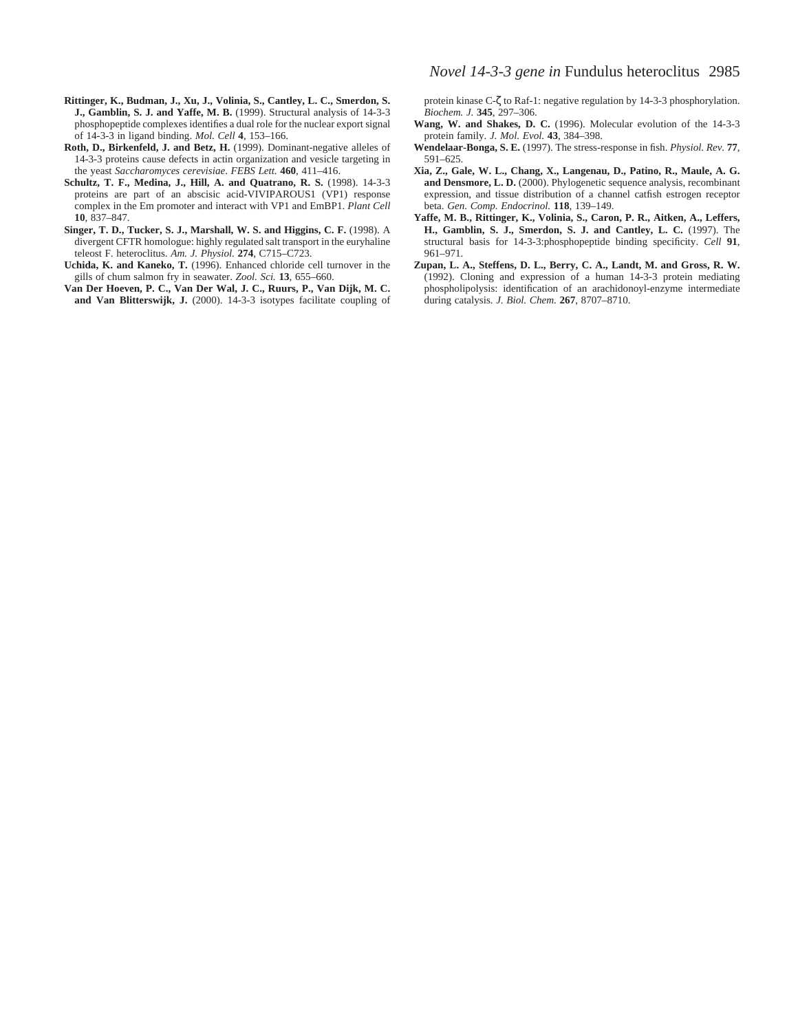**Rittinger, K., Budman, J., Xu, J., Volinia, S., Cantley, L. C., Smerdon, S. J., Gamblin, S. J. and Yaffe, M. B.** (1999). Structural analysis of 14-3-3 phosphopeptide complexes identifies a dual role for the nuclear export signal of 14-3-3 in ligand binding. *Mol. Cell* **4**, 153–166.

**Roth, D., Birkenfeld, J. and Betz, H.** (1999). Dominant-negative alleles of 14-3-3 proteins cause defects in actin organization and vesicle targeting in the yeast *Saccharomyces cerevisiae*. *FEBS Lett.* **460**, 411–416.

**Schultz, T. F., Medina, J., Hill, A. and Quatrano, R. S.** (1998). 14-3-3 proteins are part of an abscisic acid-VIVIPAROUS1 (VP1) response complex in the Em promoter and interact with VP1 and EmBP1. *Plant Cell* **10**, 837–847.

**Singer, T. D., Tucker, S. J., Marshall, W. S. and Higgins, C. F.** (1998). A divergent CFTR homologue: highly regulated salt transport in the euryhaline teleost F. heteroclitus. *Am. J. Physiol.* **274**, C715–C723.

**Uchida, K. and Kaneko, T.** (1996). Enhanced chloride cell turnover in the gills of chum salmon fry in seawater. *Zool. Sci.* **13**, 655–660.

**Van Der Hoeven, P. C., Van Der Wal, J. C., Ruurs, P., Van Dijk, M. C. and Van Blitterswijk, J.** (2000). 14-3-3 isotypes facilitate coupling of protein kinase C-ζ to Raf-1: negative regulation by 14-3-3 phosphorylation. *Biochem. J.* **345**, 297–306.

**Wang, W. and Shakes, D. C.** (1996). Molecular evolution of the 14-3-3 protein family. *J. Mol. Evol.* **43**, 384–398.

**Wendelaar-Bonga, S. E.** (1997). The stress-response in fish. *Physiol. Rev.* **77**, 591–625.

**Xia, Z., Gale, W. L., Chang, X., Langenau, D., Patino, R., Maule, A. G. and Densmore, L. D.** (2000). Phylogenetic sequence analysis, recombinant expression, and tissue distribution of a channel catfish estrogen receptor beta. *Gen. Comp. Endocrinol.* **118**, 139–149.

**Yaffe, M. B., Rittinger, K., Volinia, S., Caron, P. R., Aitken, A., Leffers, H., Gamblin, S. J., Smerdon, S. J. and Cantley, L. C.** (1997). The structural basis for 14-3-3:phosphopeptide binding specificity. *Cell* **91**, 961–971.

**Zupan, L. A., Steffens, D. L., Berry, C. A., Landt, M. and Gross, R. W.** (1992). Cloning and expression of a human 14-3-3 protein mediating phospholipolysis: identification of an arachidonoyl-enzyme intermediate during catalysis. *J. Biol. Chem.* **267**, 8707–8710.